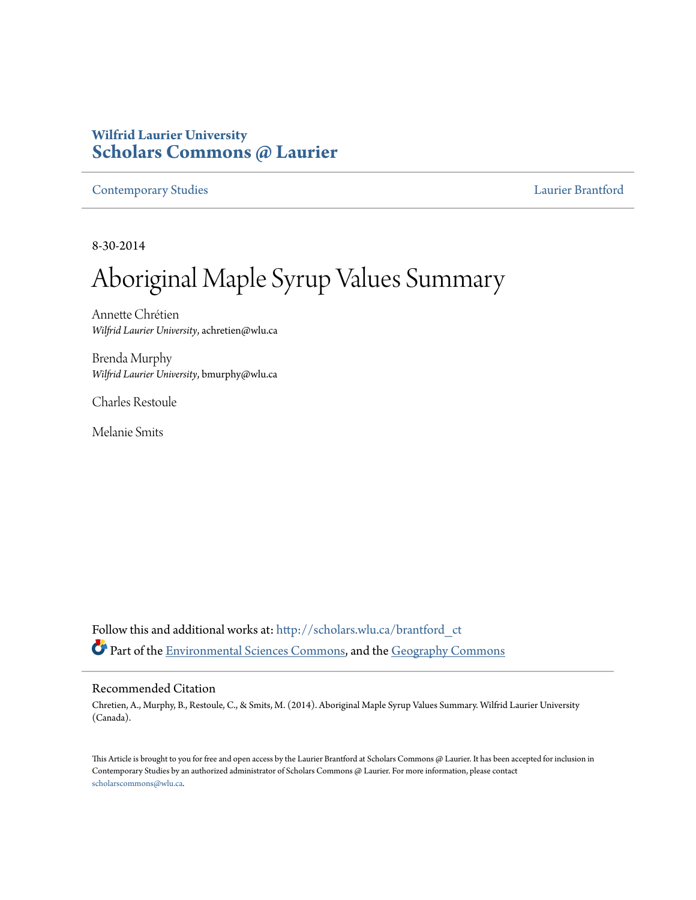**Wilfrid Laurier University**
# Scholars Commons @ Laurier

Contemporary Studies | Laurier Brantford

8-30-2014

# Aboriginal Maple Syrup Values Summary

Annette Chrétien
*Wilfrid Laurier University*, achretien@wlu.ca

Brenda Murphy
*Wilfrid Laurier University*, bmurphy@wlu.ca

Charles Restoule

Melanie Smits

Follow this and additional works at: http://scholars.wlu.ca/brantford_ct

Part of the Environmental Sciences Commons, and the Geography Commons

## Recommended Citation

Chretien, A., Murphy, B., Restoule, C., & Smits, M. (2014). Aboriginal Maple Syrup Values Summary. Wilfrid Laurier University (Canada).

This Article is brought to you for free and open access by the Laurier Brantford at Scholars Commons @ Laurier. It has been accepted for inclusion in Contemporary Studies by an authorized administrator of Scholars Commons @ Laurier. For more information, please contact scholarscommons@wlu.ca.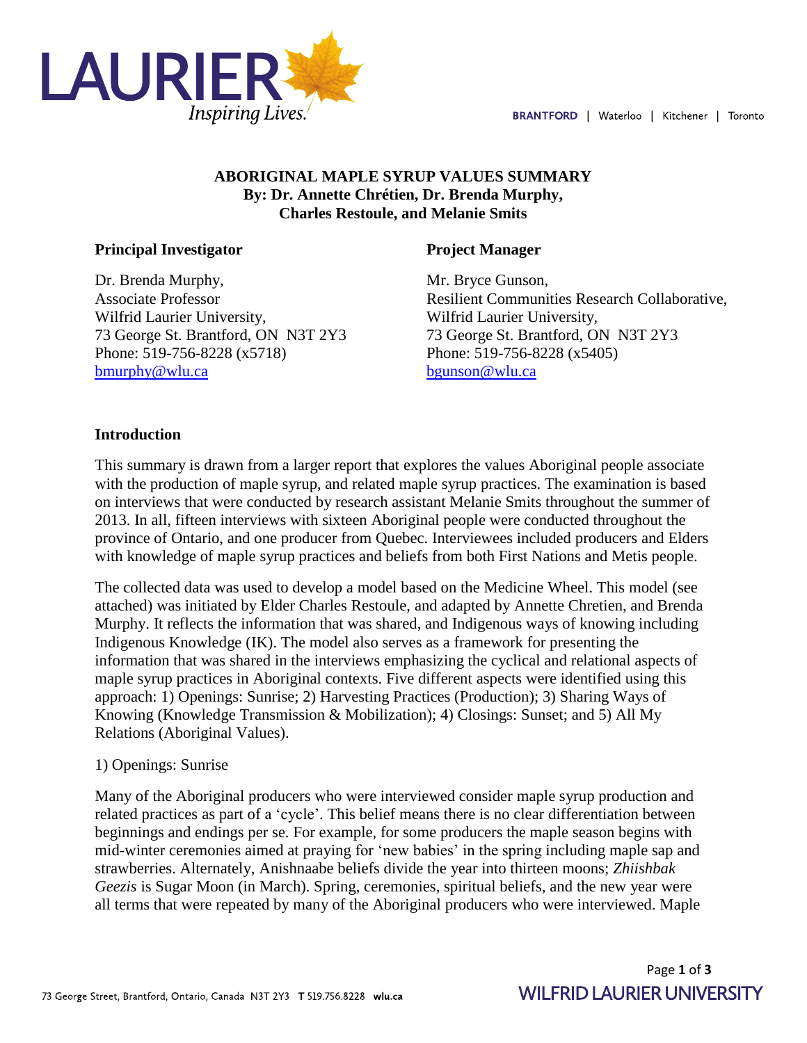# ABORIGINAL MAPLE SYRUP VALUES SUMMARY

**By: Dr. Annette Chrétien, Dr. Brenda Murphy, Charles Restoule, and Melanie Smits**

**Principal Investigator**

Dr. Brenda Murphy,
Associate Professor
Wilfrid Laurier University,
73 George St. Brantford, ON N3T 2Y3
Phone: 519-756-8228 (x5718)
bmurphy@wlu.ca

**Project Manager**

Mr. Bryce Gunson,
Resilient Communities Research Collaborative,
Wilfrid Laurier University,
73 George St. Brantford, ON N3T 2Y3
Phone: 519-756-8228 (x5405)
bgunson@wlu.ca

## Introduction

This summary is drawn from a larger report that explores the values Aboriginal people associate with the production of maple syrup, and related maple syrup practices. The examination is based on interviews that were conducted by research assistant Melanie Smits throughout the summer of 2013. In all, fifteen interviews with sixteen Aboriginal people were conducted throughout the province of Ontario, and one producer from Quebec. Interviewees included producers and Elders with knowledge of maple syrup practices and beliefs from both First Nations and Metis people.

The collected data was used to develop a model based on the Medicine Wheel. This model (see attached) was initiated by Elder Charles Restoule, and adapted by Annette Chretien, and Brenda Murphy. It reflects the information that was shared, and Indigenous ways of knowing including Indigenous Knowledge (IK). The model also serves as a framework for presenting the information that was shared in the interviews emphasizing the cyclical and relational aspects of maple syrup practices in Aboriginal contexts. Five different aspects were identified using this approach: 1) Openings: Sunrise; 2) Harvesting Practices (Production); 3) Sharing Ways of Knowing (Knowledge Transmission & Mobilization); 4) Closings: Sunset; and 5) All My Relations (Aboriginal Values).

1) Openings: Sunrise

Many of the Aboriginal producers who were interviewed consider maple syrup production and related practices as part of a 'cycle'. This belief means there is no clear differentiation between beginnings and endings per se. For example, for some producers the maple season begins with mid-winter ceremonies aimed at praying for 'new babies' in the spring including maple sap and strawberries. Alternately, Anishnaabe beliefs divide the year into thirteen moons; *Zhiishbak Geezis* is Sugar Moon (in March). Spring, ceremonies, spiritual beliefs, and the new year were all terms that were repeated by many of the Aboriginal producers who were interviewed. Maple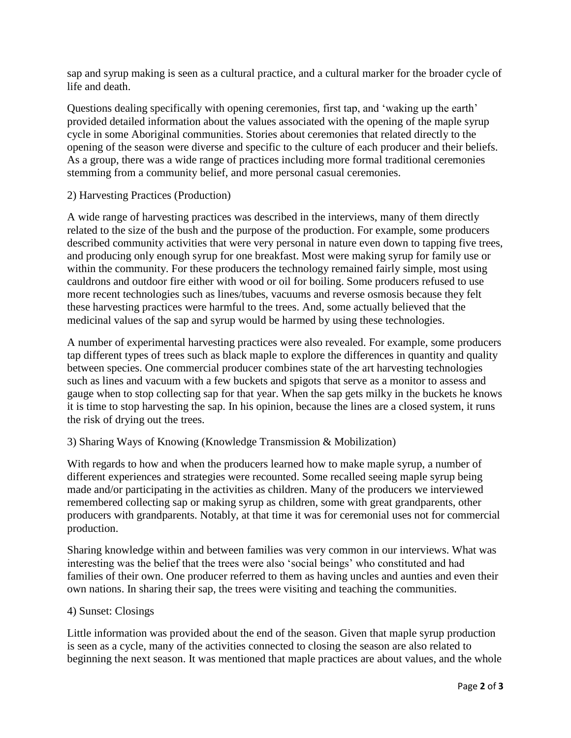sap and syrup making is seen as a cultural practice, and a cultural marker for the broader cycle of life and death.

Questions dealing specifically with opening ceremonies, first tap, and 'waking up the earth' provided detailed information about the values associated with the opening of the maple syrup cycle in some Aboriginal communities. Stories about ceremonies that related directly to the opening of the season were diverse and specific to the culture of each producer and their beliefs. As a group, there was a wide range of practices including more formal traditional ceremonies stemming from a community belief, and more personal casual ceremonies.

2) Harvesting Practices (Production)

A wide range of harvesting practices was described in the interviews, many of them directly related to the size of the bush and the purpose of the production. For example, some producers described community activities that were very personal in nature even down to tapping five trees, and producing only enough syrup for one breakfast. Most were making syrup for family use or within the community. For these producers the technology remained fairly simple, most using cauldrons and outdoor fire either with wood or oil for boiling. Some producers refused to use more recent technologies such as lines/tubes, vacuums and reverse osmosis because they felt these harvesting practices were harmful to the trees. And, some actually believed that the medicinal values of the sap and syrup would be harmed by using these technologies.

A number of experimental harvesting practices were also revealed. For example, some producers tap different types of trees such as black maple to explore the differences in quantity and quality between species. One commercial producer combines state of the art harvesting technologies such as lines and vacuum with a few buckets and spigots that serve as a monitor to assess and gauge when to stop collecting sap for that year. When the sap gets milky in the buckets he knows it is time to stop harvesting the sap. In his opinion, because the lines are a closed system, it runs the risk of drying out the trees.

3) Sharing Ways of Knowing (Knowledge Transmission & Mobilization)

With regards to how and when the producers learned how to make maple syrup, a number of different experiences and strategies were recounted. Some recalled seeing maple syrup being made and/or participating in the activities as children. Many of the producers we interviewed remembered collecting sap or making syrup as children, some with great grandparents, other producers with grandparents. Notably, at that time it was for ceremonial uses not for commercial production.

Sharing knowledge within and between families was very common in our interviews. What was interesting was the belief that the trees were also 'social beings' who constituted and had families of their own. One producer referred to them as having uncles and aunties and even their own nations. In sharing their sap, the trees were visiting and teaching the communities.

4) Sunset: Closings

Little information was provided about the end of the season. Given that maple syrup production is seen as a cycle, many of the activities connected to closing the season are also related to beginning the next season. It was mentioned that maple practices are about values, and the whole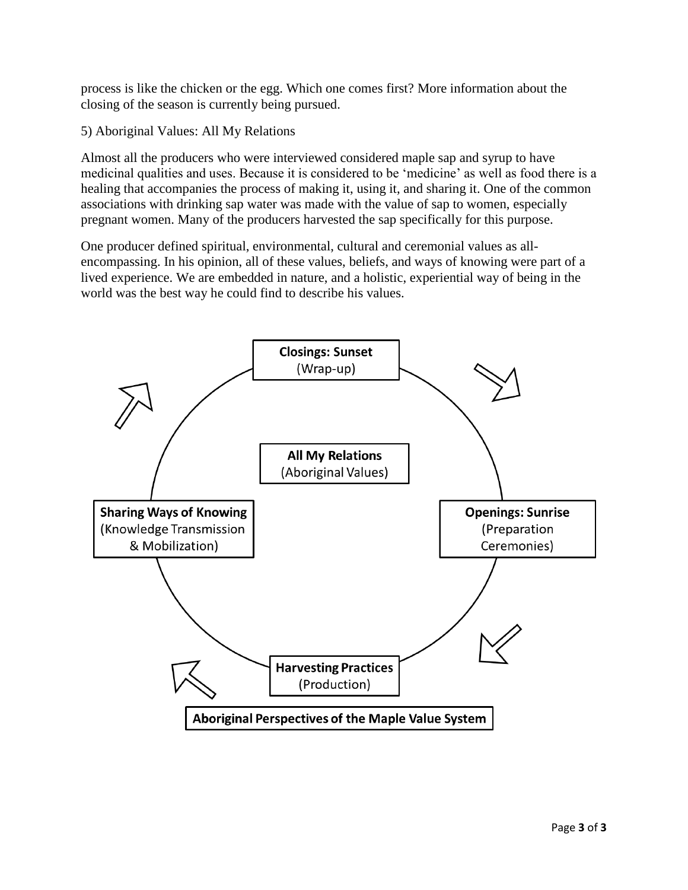process is like the chicken or the egg. Which one comes first? More information about the closing of the season is currently being pursued.

5) Aboriginal Values: All My Relations

Almost all the producers who were interviewed considered maple sap and syrup to have medicinal qualities and uses. Because it is considered to be 'medicine' as well as food there is a healing that accompanies the process of making it, using it, and sharing it. One of the common associations with drinking sap water was made with the value of sap to women, especially pregnant women. Many of the producers harvested the sap specifically for this purpose.

One producer defined spiritual, environmental, cultural and ceremonial values as all-encompassing. In his opinion, all of these values, beliefs, and ways of knowing were part of a lived experience. We are embedded in nature, and a holistic, experiential way of being in the world was the best way he could find to describe his values.

**Closings: Sunset**
(Wrap-up)

**All My Relations**
(Aboriginal Values)

**Sharing Ways of Knowing**
(Knowledge Transmission & Mobilization)

**Openings: Sunrise**
(Preparation Ceremonies)

**Harvesting Practices**
(Production)

**Aboriginal Perspectives of the Maple Value System**